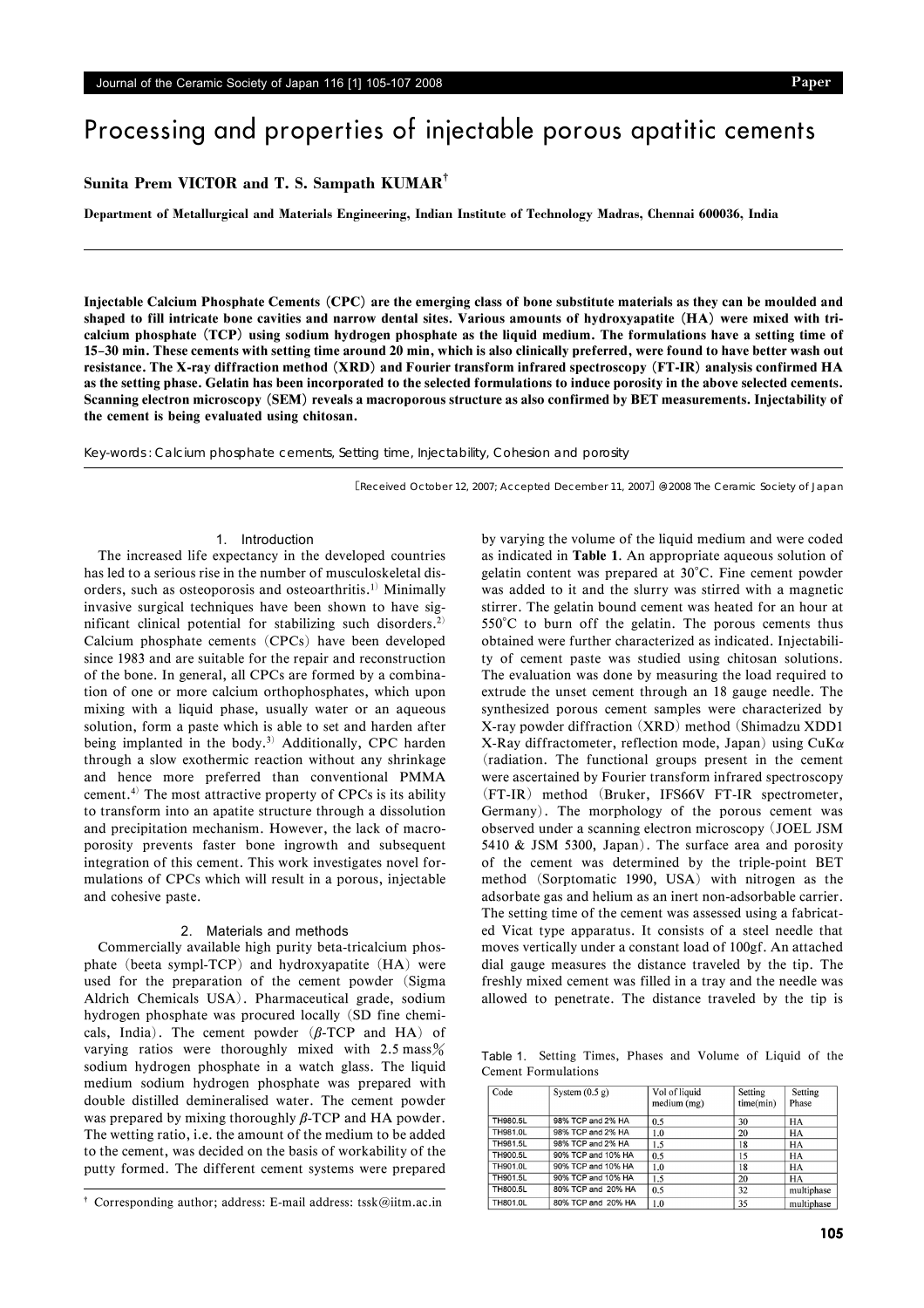# Processing and properties of injectable porous apatitic cements

**Sunita Prem VICTOR and T. S. Sampath KUMAR†**

**Department of Metallurgical and Materials Engineering, Indian Institute of Technology Madras, Chennai 600036, India**

**Injectable Calcium Phosphate Cements (CPC) are the emerging class of bone substitute materials as they can be moulded and shaped to fill intricate bone cavities and narrow dental sites. Various amounts of hydroxyapatite (HA) were mixed with tri-calcium phosphate (TCP) using sodium hydrogen phosphate as the liquid medium. The formulations have a setting time of 15–30 min. These cements with setting time around 20 min, which is also clinically preferred, were found to have better wash out resistance. The X-ray diffraction method (XRD) and Fourier transform infrared spectroscopy (FT-IR) analysis confirmed HA as the setting phase. Gelatin has been incorporated to the selected formulations to induce porosity in the above selected cements. Scanning electron microscopy (SEM) reveals a macroporous structure as also confirmed by BET measurements. Injectability of the cement is being evaluated using chitosan.**

Key-words : Calcium phosphate cements, Setting time, Injectability, Cohesion and porosity

[Received October 12, 2007; Accepted December 11, 2007] ©2008 The Ceramic Society of Japan

## 1. Introduction

The increased life expectancy in the developed countries has led to a serious rise in the number of musculoskeletal disorders, such as osteoporosis and osteoarthritis.[1] Minimally invasive surgical techniques have been shown to have significant clinical potential for stabilizing such disorders.[2] Calcium phosphate cements (CPCs) have been developed since 1983 and are suitable for the repair and reconstruction of the bone. In general, all CPCs are formed by a combination of one or more calcium orthophosphates, which upon mixing with a liquid phase, usually water or an aqueous solution, form a paste which is able to set and harden after being implanted in the body.[3] Additionally, CPC harden through a slow exothermic reaction without any shrinkage and hence more preferred than conventional PMMA cement.[4] The most attractive property of CPCs is its ability to transform into an apatite structure through a dissolution and precipitation mechanism. However, the lack of macroporosity prevents faster bone ingrowth and subsequent integration of this cement. This work investigates novel formulations of CPCs which will result in a porous, injectable and cohesive paste.

## 2. Materials and methods

Commercially available high purity beta-tricalcium phosphate (beeta sympl-TCP) and hydroxyapatite (HA) were used for the preparation of the cement powder (Sigma Aldrich Chemicals USA). Pharmaceutical grade, sodium hydrogen phosphate was procured locally (SD fine chemicals, India). The cement powder ($\beta$-TCP and HA) of varying ratios were thoroughly mixed with 2.5 mass% sodium hydrogen phosphate in a watch glass. The liquid medium sodium hydrogen phosphate was prepared with double distilled demineralised water. The cement powder was prepared by mixing thoroughly $\beta$-TCP and HA powder. The wetting ratio, i.e. the amount of the medium to be added to the cement, was decided on the basis of workability of the putty formed. The different cement systems were prepared by varying the volume of the liquid medium and were coded as indicated in **Table 1**. An appropriate aqueous solution of gelatin content was prepared at 30°C. Fine cement powder was added to it and the slurry was stirred with a magnetic stirrer. The gelatin bound cement was heated for an hour at 550°C to burn off the gelatin. The porous cements thus obtained were further characterized as indicated. Injectability of cement paste was studied using chitosan solutions. The evaluation was done by measuring the load required to extrude the unset cement through an 18 gauge needle. The synthesized porous cement samples were characterized by X-ray powder diffraction (XRD) method (Shimadzu XDD1 X-Ray diffractometer, reflection mode, Japan) using CuK$\alpha$ (radiation. The functional groups present in the cement were ascertained by Fourier transform infrared spectroscopy (FT-IR) method (Bruker, IFS66V FT-IR spectrometer, Germany). The morphology of the porous cement was observed under a scanning electron microscopy (JOEL JSM 5410 & JSM 5300, Japan). The surface area and porosity of the cement was determined by the triple-point BET method (Sorptomatic 1990, USA) with nitrogen as the adsorbate gas and helium as an inert non-adsorbable carrier. The setting time of the cement was assessed using a fabricated Vicat type apparatus. It consists of a steel needle that moves vertically under a constant load of 100gf. An attached dial gauge measures the distance traveled by the tip. The freshly mixed cement was filled in a tray and the needle was allowed to penetrate. The distance traveled by the tip is

Table 1. Setting Times, Phases and Volume of Liquid of the Cement Formulations

| Code | System (0.5 g) | Vol of liquid medium (mg) | Setting time(min) | Setting Phase |
|---|---|---|---|---|
| TH980.5L | 98% TCP and 2% HA | 0.5 | 30 | HA |
| TH981.0L | 98% TCP and 2% HA | 1.0 | 20 | HA |
| TH981.5L | 98% TCP and 2% HA | 1.5 | 18 | HA |
| TH900.5L | 90% TCP and 10% HA | 0.5 | 15 | HA |
| TH901.0L | 90% TCP and 10% HA | 1.0 | 18 | HA |
| TH901.5L | 90% TCP and 10% HA | 1.5 | 20 | HA |
| TH800.5L | 80% TCP and 20% HA | 0.5 | 32 | multiphase |
| TH801.0L | 80% TCP and 20% HA | 1.0 | 35 | multiphase |

† Corresponding author; address: E-mail address: tssk@iitm.ac.in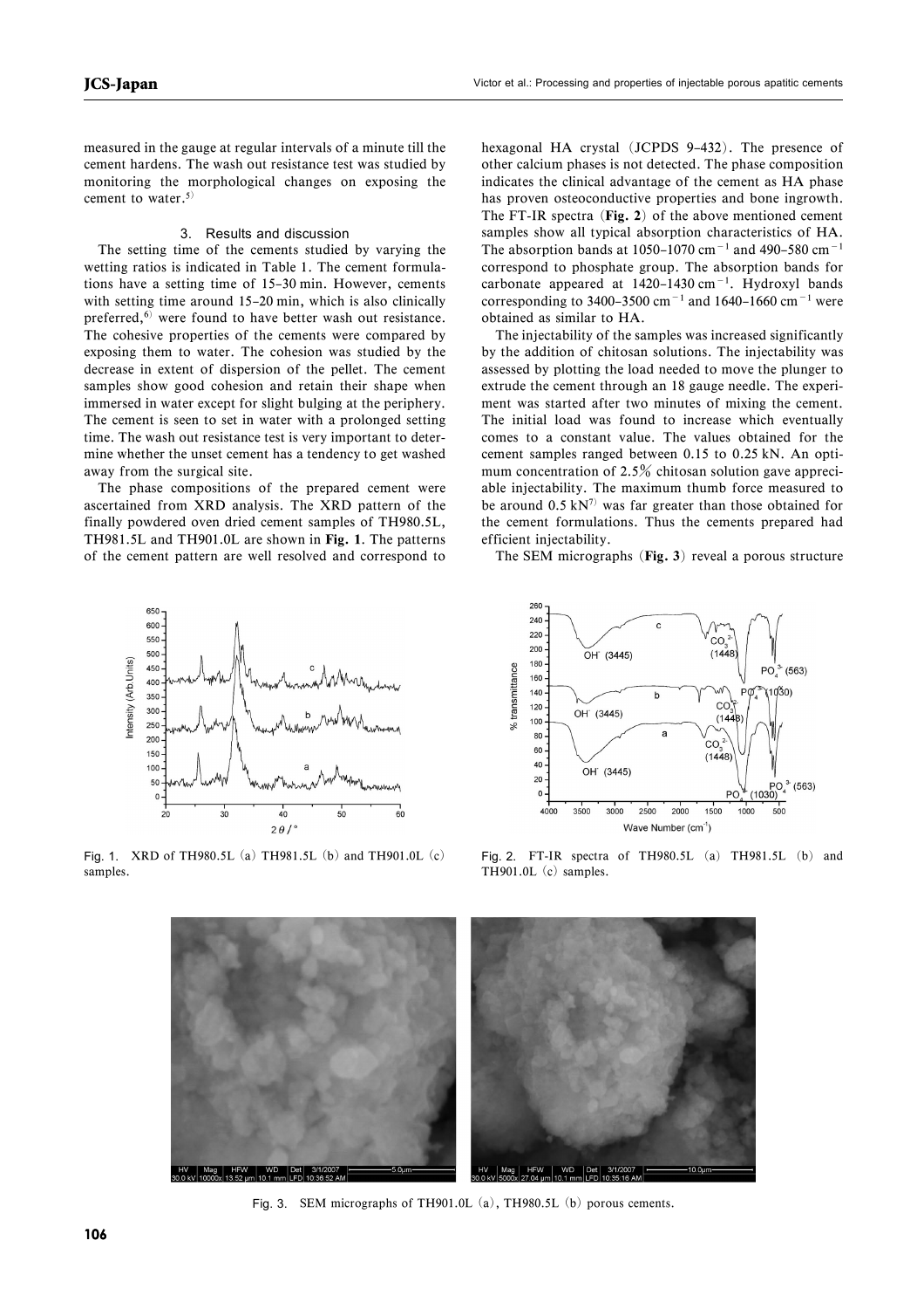measured in the gauge at regular intervals of a minute till the cement hardens. The wash out resistance test was studied by monitoring the morphological changes on exposing the cement to water.[5)]

### 3. Results and discussion

The setting time of the cements studied by varying the wetting ratios is indicated in Table 1. The cement formulations have a setting time of 15–30 min. However, cements with setting time around 15–20 min, which is also clinically preferred,[6)] were found to have better wash out resistance. The cohesive properties of the cements were compared by exposing them to water. The cohesion was studied by the decrease in extent of dispersion of the pellet. The cement samples show good cohesion and retain their shape when immersed in water except for slight bulging at the periphery. The cement is seen to set in water with a prolonged setting time. The wash out resistance test is very important to determine whether the unset cement has a tendency to get washed away from the surgical site.

The phase compositions of the prepared cement were ascertained from XRD analysis. The XRD pattern of the finally powdered oven dried cement samples of TH980.5L, TH981.5L and TH901.0L are shown in **Fig. 1**. The patterns of the cement pattern are well resolved and correspond to hexagonal HA crystal (JCPDS 9–432). The presence of other calcium phases is not detected. The phase composition indicates the clinical advantage of the cement as HA phase has proven osteoconductive properties and bone ingrowth. The FT-IR spectra (**Fig. 2**) of the above mentioned cement samples show all typical absorption characteristics of HA. The absorption bands at 1050–1070 $cm^{-1}$ and 490–580 $cm^{-1}$ correspond to phosphate group. The absorption bands for carbonate appeared at 1420–1430 $cm^{-1}$. Hydroxyl bands corresponding to 3400–3500 $cm^{-1}$ and 1640–1660 $cm^{-1}$ were obtained as similar to HA.

The injectability of the samples was increased significantly by the addition of chitosan solutions. The injectability was assessed by plotting the load needed to move the plunger to extrude the cement through an 18 gauge needle. The experiment was started after two minutes of mixing the cement. The initial load was found to increase which eventually comes to a constant value. The values obtained for the cement samples ranged between 0.15 to 0.25 kN. An optimum concentration of 2.5% chitosan solution gave appreciable injectability. The maximum thumb force measured to be around 0.5 kN[7)] was far greater than those obtained for the cement formulations. Thus the cements prepared had efficient injectability.

The SEM micrographs (**Fig. 3**) reveal a porous structure

Fig. 1. XRD of TH980.5L (a) TH981.5L (b) and TH901.0L (c) samples.

Fig. 2. FT-IR spectra of TH980.5L (a) TH981.5L (b) and TH901.0L (c) samples.

Fig. 3. SEM micrographs of TH901.0L (a), TH980.5L (b) porous cements.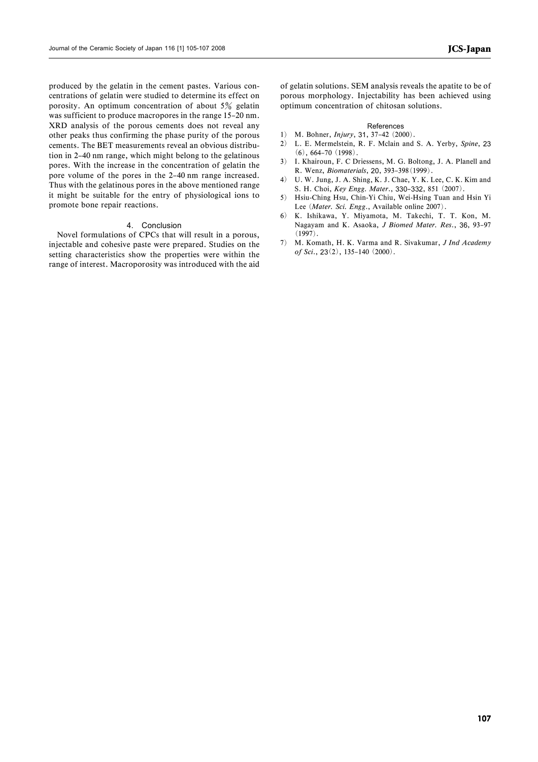produced by the gelatin in the cement pastes. Various concentrations of gelatin were studied to determine its effect on porosity. An optimum concentration of about 5% gelatin was sufficient to produce macropores in the range 15–20 nm. XRD analysis of the porous cements does not reveal any other peaks thus confirming the phase purity of the porous cements. The BET measurements reveal an obvious distribution in 2–40 nm range, which might belong to the gelatinous pores. With the increase in the concentration of gelatin the pore volume of the pores in the 2–40 nm range increased. Thus with the gelatinous pores in the above mentioned range it might be suitable for the entry of physiological ions to promote bone repair reactions.

## 4. Conclusion

Novel formulations of CPCs that will result in a porous, injectable and cohesive paste were prepared. Studies on the setting characteristics show the properties were within the range of interest. Macroporosity was introduced with the aid of gelatin solutions. SEM analysis reveals the apatite to be of porous morphology. Injectability has been achieved using optimum concentration of chitosan solutions.

## References

1) M. Bohner, *Injury*, 31, 37–42 (2000).
2) L. E. Mermelstein, R. F. Mclain and S. A. Yerby, *Spine*, 23 (6), 664–70 (1998).
3) I. Khairoun, F. C Driessens, M. G. Boltong, J. A. Planell and R. Wenz, *Biomaterials*, 20, 393–398 (1999).
4) U. W. Jung, J. A. Shing, K. J. Chae, Y. K. Lee, C. K. Kim and S. H. Choi, *Key Engg. Mater.*, 330–332, 851 (2007).
5) Hsiu-Ching Hsu, Chin-Yi Chiu, Wei-Hsing Tuan and Hsin Yi Lee (*Mater. Sci. Engg.*, Available online 2007).
6) K. Ishikawa, Y. Miyamota, M. Takechi, T. T. Kon, M. Nagayam and K. Asaoka, *J Biomed Mater. Res.*, 36, 93–97 (1997).
7) M. Komath, H. K. Varma and R. Sivakumar, *J Ind Academy of Sci.*, 23 (2), 135–140 (2000).